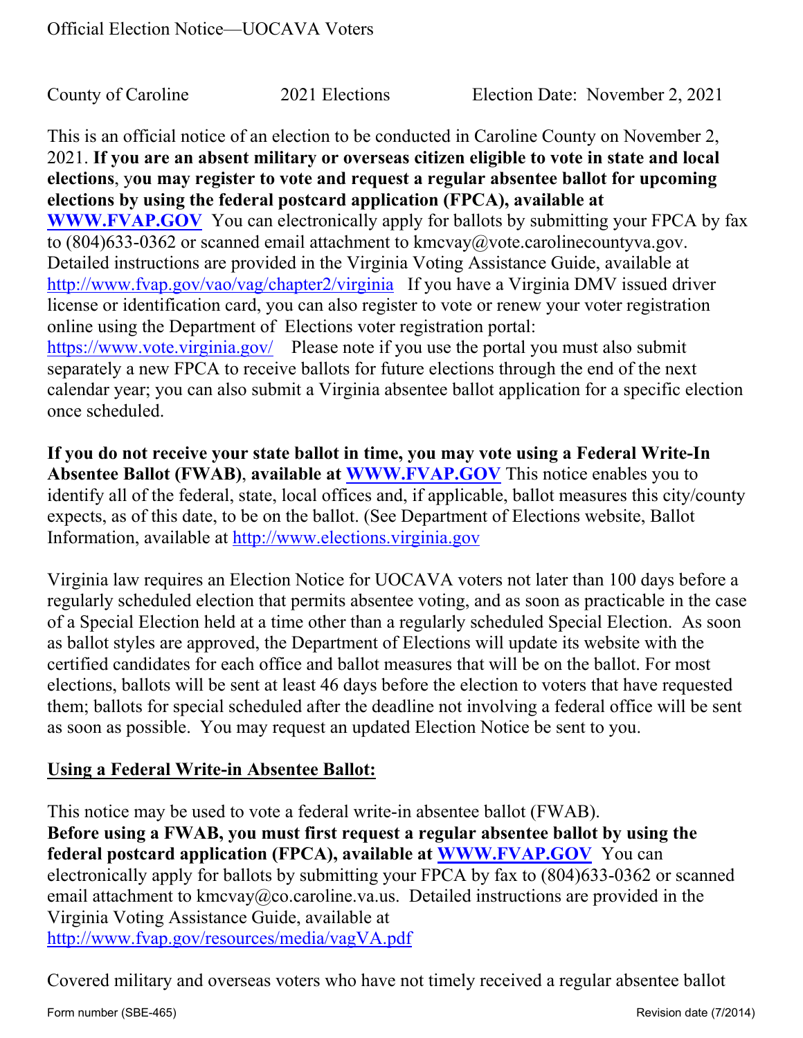Official Election Notice—UOCAVA Voters

County of Caroline    2021 Elections    Election Date: November 2, 2021

This is an official notice of an election to be conducted in Caroline County on November 2, 2021. **If you are an absent military or overseas citizen eligible to vote in state and local elections**, **you may register to vote and request a regular absentee ballot for upcoming elections by using the federal postcard application (FPCA), available at [WWW.FVAP.GOV](http://WWW.FVAP.GOV)** You can electronically apply for ballots by submitting your FPCA by fax to (804)633-0362 or scanned email attachment to kmcvay@vote.carolinecountyva.gov. Detailed instructions are provided in the Virginia Voting Assistance Guide, available at [http://www.fvap.gov/vao/vag/chapter2/virginia](http://www.fvap.gov/vao/vag/chapter2/virginia) If you have a Virginia DMV issued driver license or identification card, you can also register to vote or renew your voter registration online using the Department of Elections voter registration portal: [https://www.vote.virginia.gov/](https://www.vote.virginia.gov/) Please note if you use the portal you must also submit separately a new FPCA to receive ballots for future elections through the end of the next calendar year; you can also submit a Virginia absentee ballot application for a specific election once scheduled.

**If you do not receive your state ballot in time, you may vote using a Federal Write-In Absentee Ballot (FWAB)**, **available at [WWW.FVAP.GOV](http://WWW.FVAP.GOV)** This notice enables you to identify all of the federal, state, local offices and, if applicable, ballot measures this city/county expects, as of this date, to be on the ballot. (See Department of Elections website, Ballot Information, available at [http://www.elections.virginia.gov](http://www.elections.virginia.gov)

Virginia law requires an Election Notice for UOCAVA voters not later than 100 days before a regularly scheduled election that permits absentee voting, and as soon as practicable in the case of a Special Election held at a time other than a regularly scheduled Special Election. As soon as ballot styles are approved, the Department of Elections will update its website with the certified candidates for each office and ballot measures that will be on the ballot. For most elections, ballots will be sent at least 46 days before the election to voters that have requested them; ballots for special scheduled after the deadline not involving a federal office will be sent as soon as possible. You may request an updated Election Notice be sent to you.

## Using a Federal Write-in Absentee Ballot:

This notice may be used to vote a federal write-in absentee ballot (FWAB).
**Before using a FWAB, you must first request a regular absentee ballot by using the federal postcard application (FPCA), available at [WWW.FVAP.GOV](http://WWW.FVAP.GOV)** You can electronically apply for ballots by submitting your FPCA by fax to (804)633-0362 or scanned email attachment to kmcvay@co.caroline.va.us. Detailed instructions are provided in the Virginia Voting Assistance Guide, available at [http://www.fvap.gov/resources/media/vagVA.pdf](http://www.fvap.gov/resources/media/vagVA.pdf)

Covered military and overseas voters who have not timely received a regular absentee ballot

Form number (SBE-465)    Revision date (7/2014)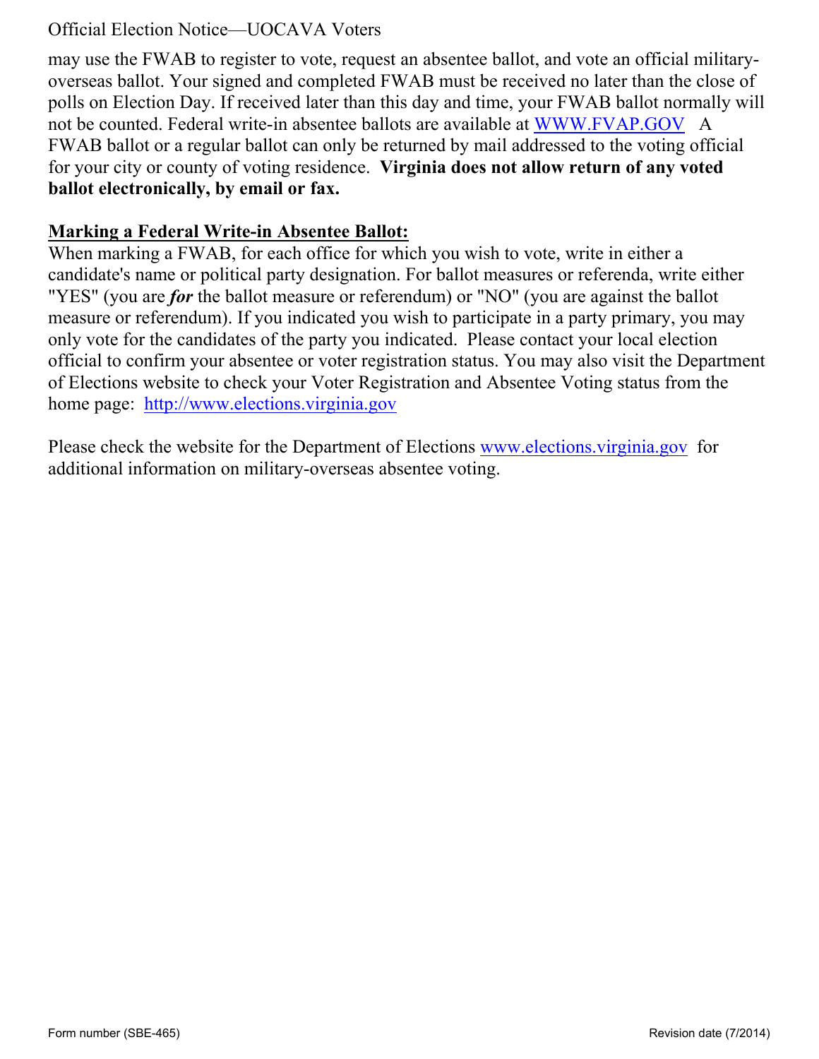may use the FWAB to register to vote, request an absentee ballot, and vote an official military-overseas ballot. Your signed and completed FWAB must be received no later than the close of polls on Election Day. If received later than this day and time, your FWAB ballot normally will not be counted. Federal write-in absentee ballots are available at [WWW.FVAP.GOV](http://WWW.FVAP.GOV) A FWAB ballot or a regular ballot can only be returned by mail addressed to the voting official for your city or county of voting residence. **Virginia does not allow return of any voted ballot electronically, by email or fax.**

## Marking a Federal Write-in Absentee Ballot:

When marking a FWAB, for each office for which you wish to vote, write in either a candidate's name or political party designation. For ballot measures or referenda, write either "YES" (you are ***for*** the ballot measure or referendum) or "NO" (you are against the ballot measure or referendum). If you indicated you wish to participate in a party primary, you may only vote for the candidates of the party you indicated. Please contact your local election official to confirm your absentee or voter registration status. You may also visit the Department of Elections website to check your Voter Registration and Absentee Voting status from the home page: [http://www.elections.virginia.gov](http://www.elections.virginia.gov)

Please check the website for the Department of Elections [www.elections.virginia.gov](http://www.elections.virginia.gov) for additional information on military-overseas absentee voting.

Form number (SBE-465) Revision date (7/2014)